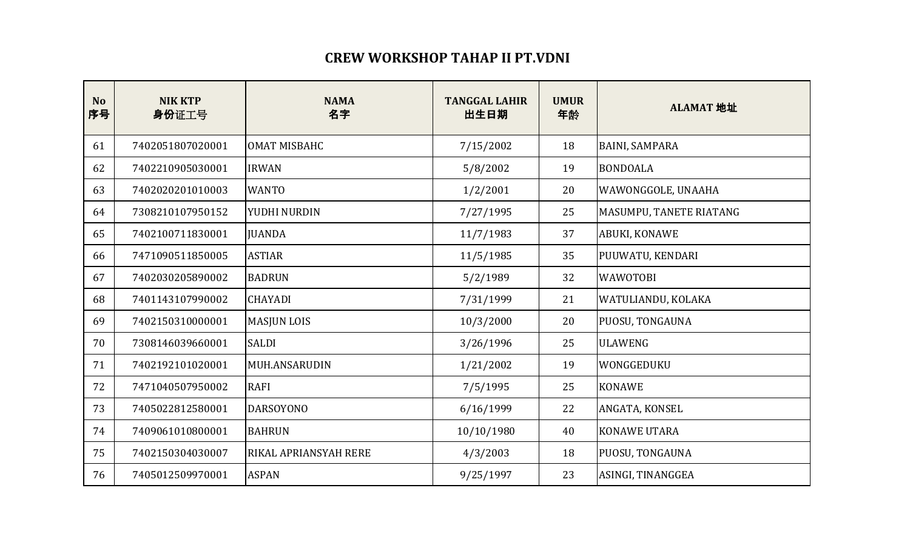# CREW WORKSHOP TAHAP II PT.VDNI

| No<br>序号 | NIK KTP<br>身份证工号 | NAMA<br>名字 | TANGGAL LAHIR<br>出生日期 | UMUR<br>年龄 | ALAMAT 地址 |
|---|---|---|---|---|---|
| 61 | 7402051807020001 | OMAT MISBAHC | 7/15/2002 | 18 | BAINI, SAMPARA |
| 62 | 7402210905030001 | IRWAN | 5/8/2002 | 19 | BONDOALA |
| 63 | 7402020201010003 | WANTO | 1/2/2001 | 20 | WAWONGGOLE, UNAAHA |
| 64 | 7308210107950152 | YUDHI NURDIN | 7/27/1995 | 25 | MASUMPU, TANETE RIATANG |
| 65 | 7402100711830001 | JUANDA | 11/7/1983 | 37 | ABUKI, KONAWE |
| 66 | 7471090511850005 | ASTIAR | 11/5/1985 | 35 | PUUWATU, KENDARI |
| 67 | 7402030205890002 | BADRUN | 5/2/1989 | 32 | WAWOTOBI |
| 68 | 7401143107990002 | CHAYADI | 7/31/1999 | 21 | WATULIANDU, KOLAKA |
| 69 | 7402150310000001 | MASJUN LOIS | 10/3/2000 | 20 | PUOSU, TONGAUNA |
| 70 | 7308146039660001 | SALDI | 3/26/1996 | 25 | ULAWENG |
| 71 | 7402192101020001 | MUH.ANSARUDIN | 1/21/2002 | 19 | WONGGEDUKU |
| 72 | 7471040507950002 | RAFI | 7/5/1995 | 25 | KONAWE |
| 73 | 7405022812580001 | DARSOYONO | 6/16/1999 | 22 | ANGATA, KONSEL |
| 74 | 7409061010800001 | BAHRUN | 10/10/1980 | 40 | KONAWE UTARA |
| 75 | 7402150304030007 | RIKAL APRIANSYAH RERE | 4/3/2003 | 18 | PUOSU, TONGAUNA |
| 76 | 7405012509970001 | ASPAN | 9/25/1997 | 23 | ASINGI, TINANGGEA |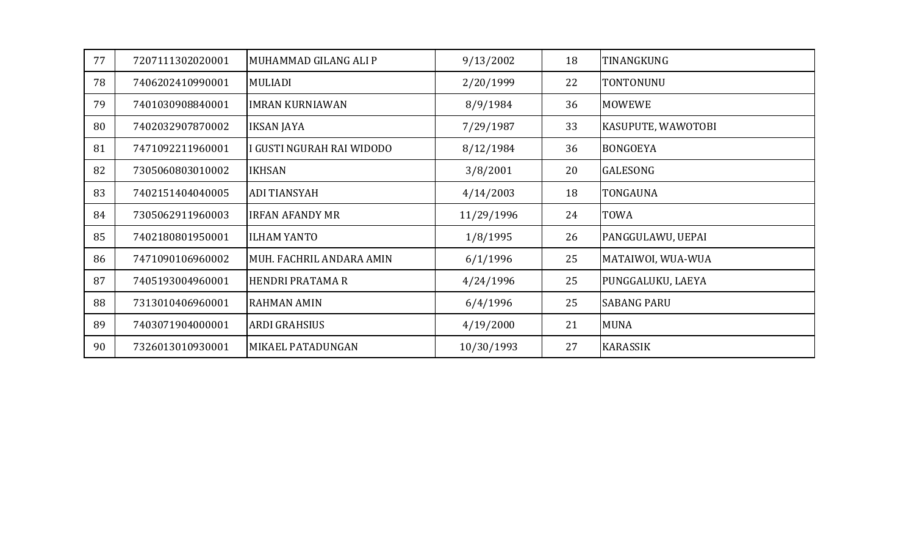| | | | | | |
|---|---|---|---|---|---|
| 77 | 7207111302020001 | MUHAMMAD GILANG ALI P | 9/13/2002 | 18 | TINANGKUNG |
| 78 | 7406202410990001 | MULIADI | 2/20/1999 | 22 | TONTONUNU |
| 79 | 7401030908840001 | IMRAN KURNIAWAN | 8/9/1984 | 36 | MOWEWE |
| 80 | 7402032907870002 | IKSAN JAYA | 7/29/1987 | 33 | KASUPUTE, WAWOTOBI |
| 81 | 7471092211960001 | I GUSTI NGURAH RAI WIDODO | 8/12/1984 | 36 | BONGOEYA |
| 82 | 7305060803010002 | IKHSAN | 3/8/2001 | 20 | GALESONG |
| 83 | 7402151404040005 | ADI TIANSYAH | 4/14/2003 | 18 | TONGAUNA |
| 84 | 7305062911960003 | IRFAN AFANDY MR | 11/29/1996 | 24 | TOWA |
| 85 | 7402180801950001 | ILHAM YANTO | 1/8/1995 | 26 | PANGGULAWU, UEPAI |
| 86 | 7471090106960002 | MUH. FACHRIL ANDARA AMIN | 6/1/1996 | 25 | MATAIWOI, WUA-WUA |
| 87 | 7405193004960001 | HENDRI PRATAMA R | 4/24/1996 | 25 | PUNGGALUKU, LAEYA |
| 88 | 7313010406960001 | RAHMAN AMIN | 6/4/1996 | 25 | SABANG PARU |
| 89 | 7403071904000001 | ARDI GRAHSIUS | 4/19/2000 | 21 | MUNA |
| 90 | 7326013010930001 | MIKAEL PATADUNGAN | 10/30/1993 | 27 | KARASSIK |